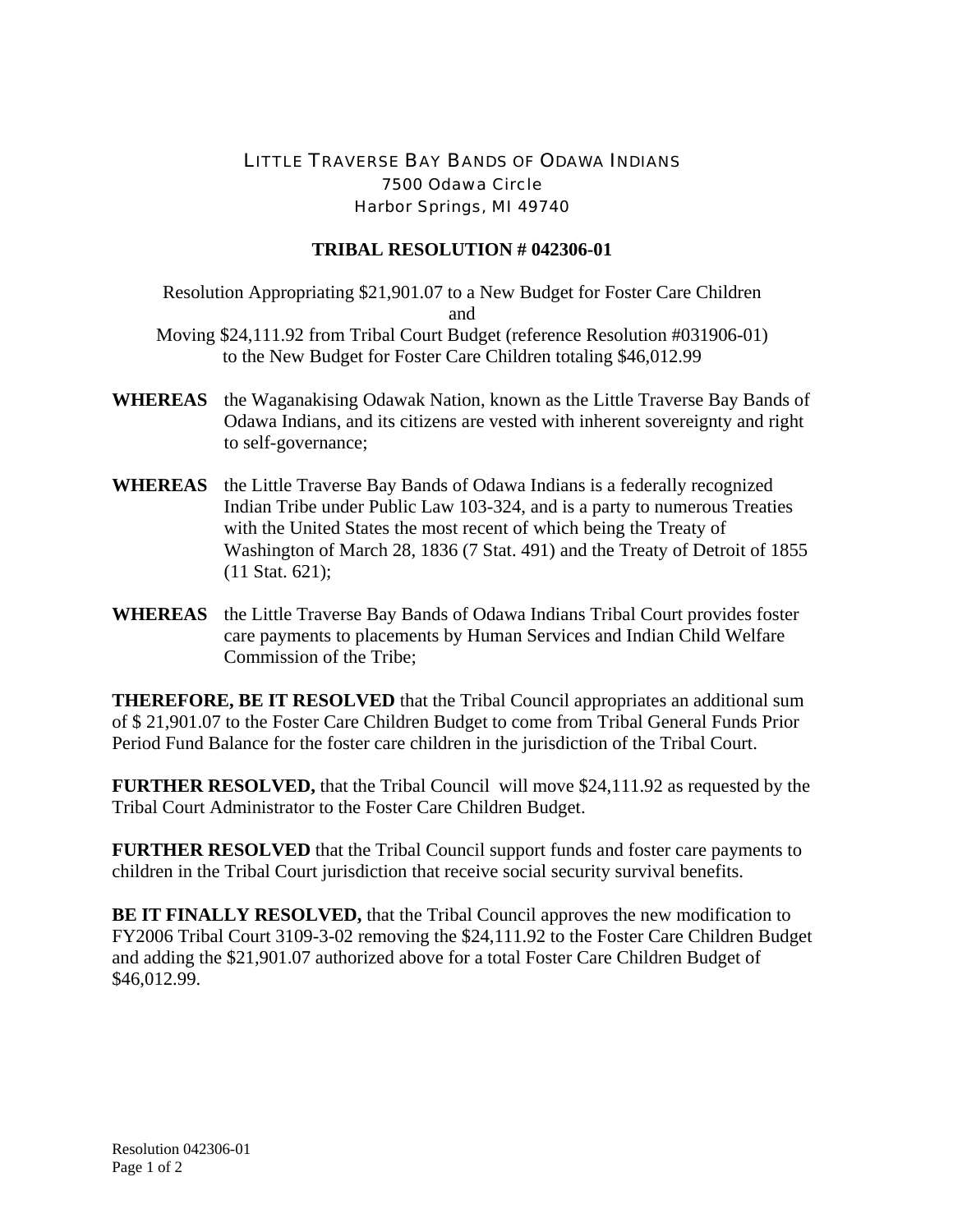LITTLE TRAVERSE BAY BANDS OF ODAWA INDIANS
7500 Odawa Circle
Harbor Springs, MI 49740

**TRIBAL RESOLUTION # 042306-01**

Resolution Appropriating $21,901.07 to a New Budget for Foster Care Children
and
Moving $24,111.92 from Tribal Court Budget (reference Resolution #031906-01) to the New Budget for Foster Care Children totaling $46,012.99

**WHEREAS** the Waganakising Odawak Nation, known as the Little Traverse Bay Bands of Odawa Indians, and its citizens are vested with inherent sovereignty and right to self-governance;

**WHEREAS** the Little Traverse Bay Bands of Odawa Indians is a federally recognized Indian Tribe under Public Law 103-324, and is a party to numerous Treaties with the United States the most recent of which being the Treaty of Washington of March 28, 1836 (7 Stat. 491) and the Treaty of Detroit of 1855 (11 Stat. 621);

**WHEREAS** the Little Traverse Bay Bands of Odawa Indians Tribal Court provides foster care payments to placements by Human Services and Indian Child Welfare Commission of the Tribe;

**THEREFORE, BE IT RESOLVED** that the Tribal Council appropriates an additional sum of $ 21,901.07 to the Foster Care Children Budget to come from Tribal General Funds Prior Period Fund Balance for the foster care children in the jurisdiction of the Tribal Court.

**FURTHER RESOLVED,** that the Tribal Council will move $24,111.92 as requested by the Tribal Court Administrator to the Foster Care Children Budget.

**FURTHER RESOLVED** that the Tribal Council support funds and foster care payments to children in the Tribal Court jurisdiction that receive social security survival benefits.

**BE IT FINALLY RESOLVED,** that the Tribal Council approves the new modification to FY2006 Tribal Court 3109-3-02 removing the $24,111.92 to the Foster Care Children Budget and adding the $21,901.07 authorized above for a total Foster Care Children Budget of $46,012.99.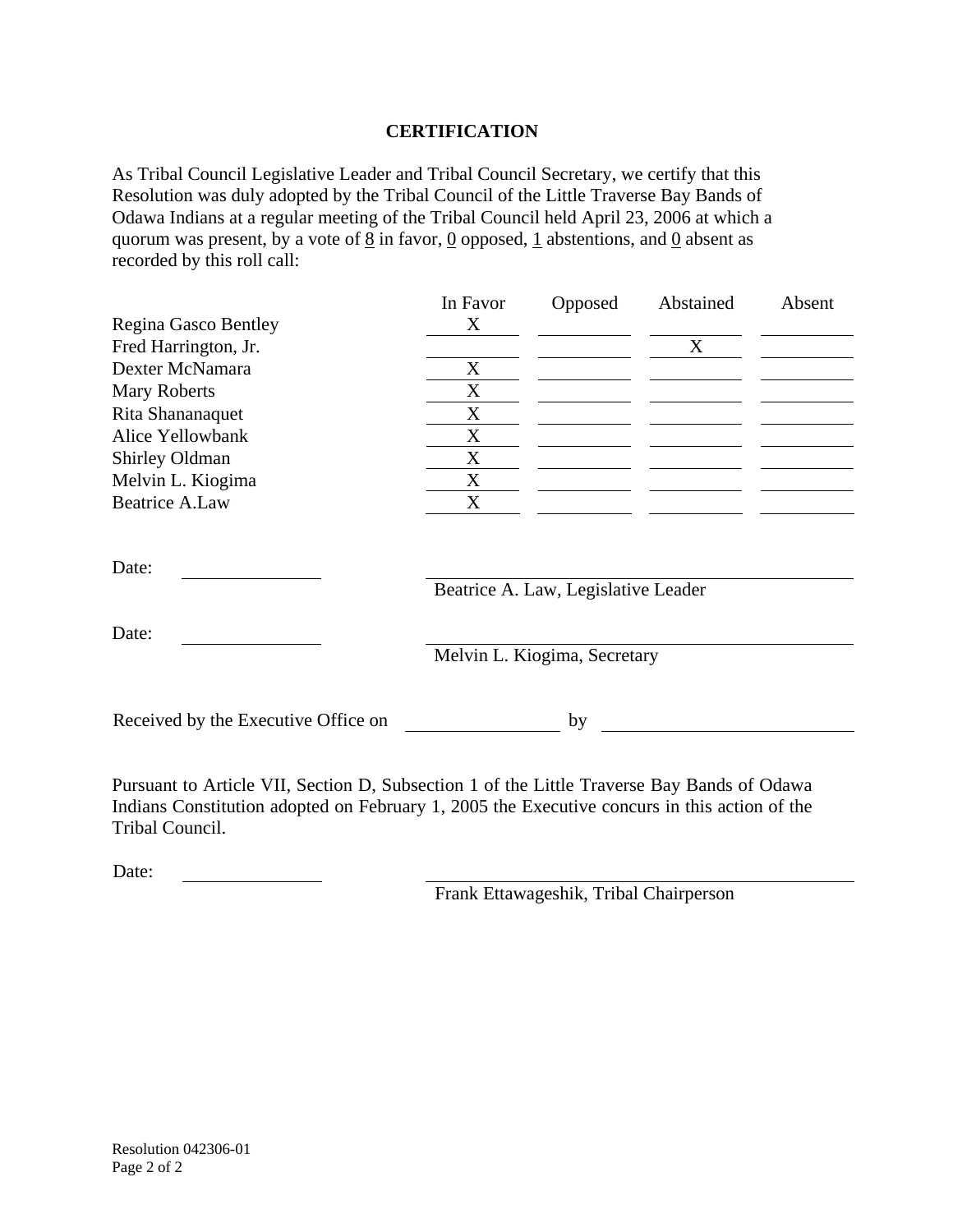## CERTIFICATION

As Tribal Council Legislative Leader and Tribal Council Secretary, we certify that this Resolution was duly adopted by the Tribal Council of the Little Traverse Bay Bands of Odawa Indians at a regular meeting of the Tribal Council held April 23, 2006 at which a quorum was present, by a vote of 8 in favor, 0 opposed, 1 abstentions, and 0 absent as recorded by this roll call:

| | In Favor | Opposed | Abstained | Absent |
|---|---|---|---|---|
| Regina Gasco Bentley | X | | | |
| Fred Harrington, Jr. | | | X | |
| Dexter McNamara | X | | | |
| Mary Roberts | X | | | |
| Rita Shananaquet | X | | | |
| Alice Yellowbank | X | | | |
| Shirley Oldman | X | | | |
| Melvin L. Kiogima | X | | | |
| Beatrice A.Law | X | | | |

Date: ______________

Beatrice A. Law, Legislative Leader

Date: ______________

Melvin L. Kiogima, Secretary

Received by the Executive Office on ______________ by ______________

Pursuant to Article VII, Section D, Subsection 1 of the Little Traverse Bay Bands of Odawa Indians Constitution adopted on February 1, 2005 the Executive concurs in this action of the Tribal Council.

Date: ______________

Frank Ettawageshik, Tribal Chairperson

Resolution 042306-01